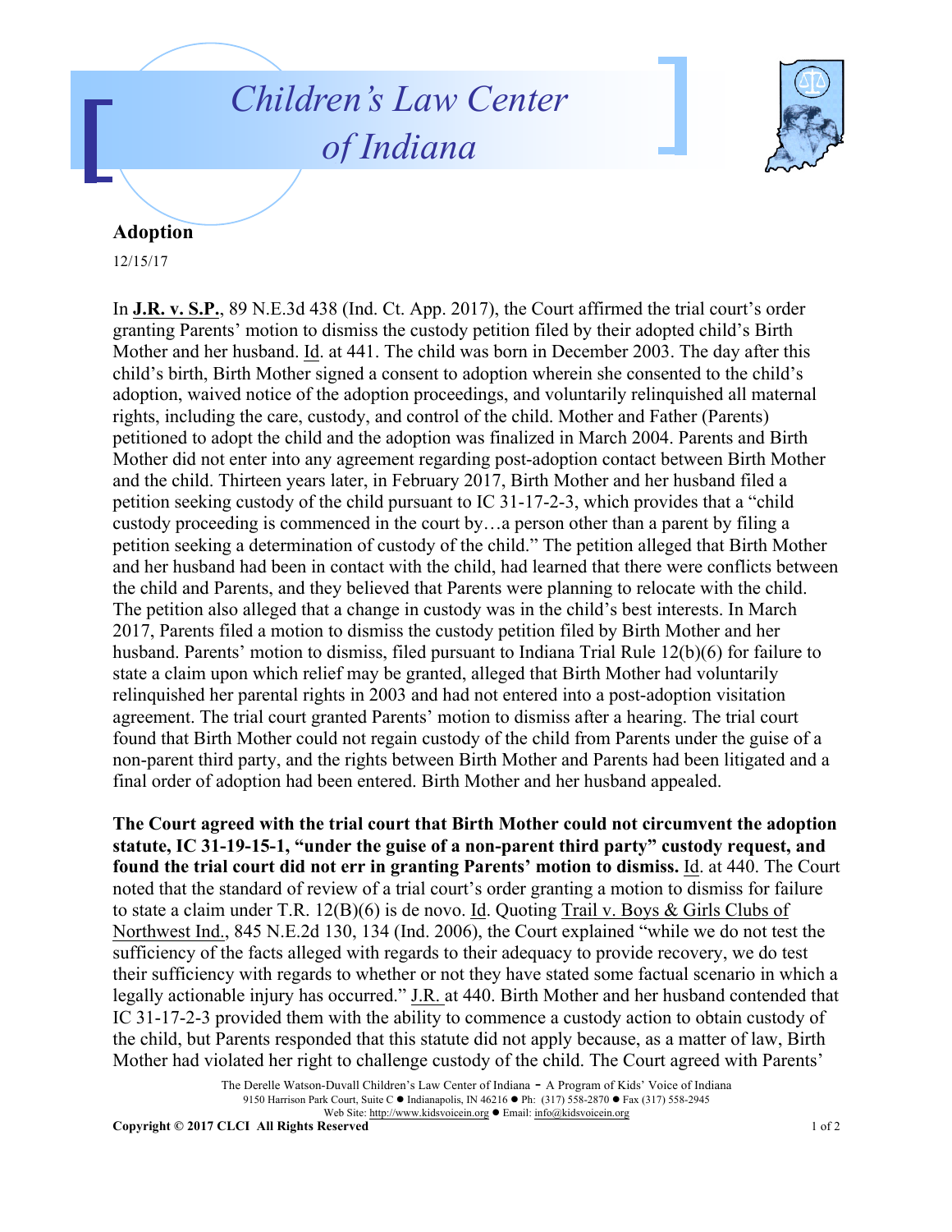# Children's Law Center of Indiana

## Adoption

12/15/17

In **J.R. v. S.P.**, 89 N.E.3d 438 (Ind. Ct. App. 2017), the Court affirmed the trial court's order granting Parents' motion to dismiss the custody petition filed by their adopted child's Birth Mother and her husband. Id. at 441. The child was born in December 2003. The day after this child's birth, Birth Mother signed a consent to adoption wherein she consented to the child's adoption, waived notice of the adoption proceedings, and voluntarily relinquished all maternal rights, including the care, custody, and control of the child. Mother and Father (Parents) petitioned to adopt the child and the adoption was finalized in March 2004. Parents and Birth Mother did not enter into any agreement regarding post-adoption contact between Birth Mother and the child. Thirteen years later, in February 2017, Birth Mother and her husband filed a petition seeking custody of the child pursuant to IC 31-17-2-3, which provides that a "child custody proceeding is commenced in the court by…a person other than a parent by filing a petition seeking a determination of custody of the child." The petition alleged that Birth Mother and her husband had been in contact with the child, had learned that there were conflicts between the child and Parents, and they believed that Parents were planning to relocate with the child. The petition also alleged that a change in custody was in the child's best interests. In March 2017, Parents filed a motion to dismiss the custody petition filed by Birth Mother and her husband. Parents' motion to dismiss, filed pursuant to Indiana Trial Rule 12(b)(6) for failure to state a claim upon which relief may be granted, alleged that Birth Mother had voluntarily relinquished her parental rights in 2003 and had not entered into a post-adoption visitation agreement. The trial court granted Parents' motion to dismiss after a hearing. The trial court found that Birth Mother could not regain custody of the child from Parents under the guise of a non-parent third party, and the rights between Birth Mother and Parents had been litigated and a final order of adoption had been entered. Birth Mother and her husband appealed.

**The Court agreed with the trial court that Birth Mother could not circumvent the adoption statute, IC 31-19-15-1, "under the guise of a non-parent third party" custody request, and found the trial court did not err in granting Parents' motion to dismiss.** Id. at 440. The Court noted that the standard of review of a trial court's order granting a motion to dismiss for failure to state a claim under T.R. 12(B)(6) is de novo. Id. Quoting Trail v. Boys & Girls Clubs of Northwest Ind., 845 N.E.2d 130, 134 (Ind. 2006), the Court explained "while we do not test the sufficiency of the facts alleged with regards to their adequacy to provide recovery, we do test their sufficiency with regards to whether or not they have stated some factual scenario in which a legally actionable injury has occurred." J.R. at 440. Birth Mother and her husband contended that IC 31-17-2-3 provided them with the ability to commence a custody action to obtain custody of the child, but Parents responded that this statute did not apply because, as a matter of law, Birth Mother had violated her right to challenge custody of the child. The Court agreed with Parents'

The Derelle Watson-Duvall Children's Law Center of Indiana - A Program of Kids' Voice of Indiana
9150 Harrison Park Court, Suite C ● Indianapolis, IN 46216 ● Ph: (317) 558-2870 ● Fax (317) 558-2945
Web Site: http://www.kidsvoicein.org ● Email: info@kidsvoicein.org

**Copyright © 2017 CLCI All Rights Reserved**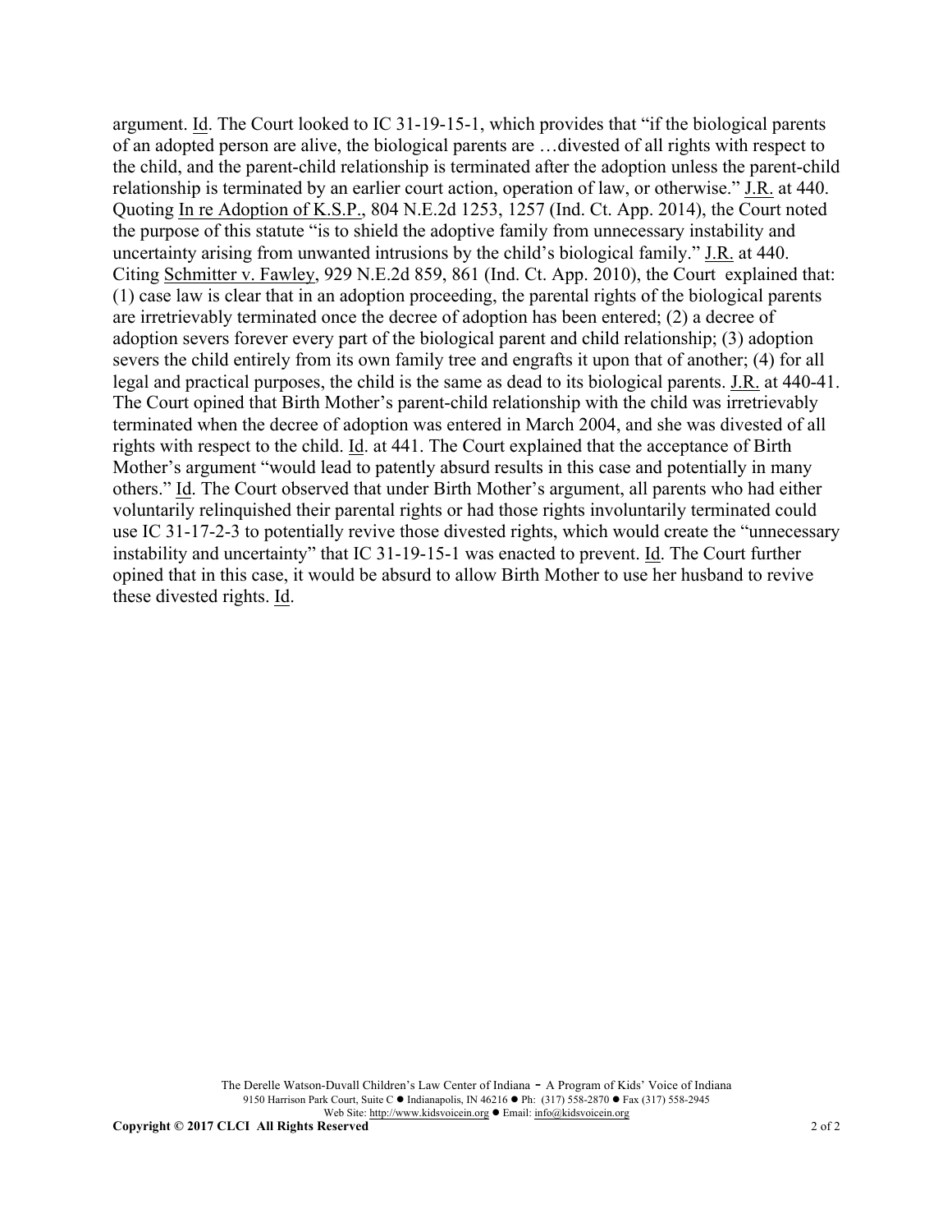argument. Id. The Court looked to IC 31-19-15-1, which provides that "if the biological parents of an adopted person are alive, the biological parents are …divested of all rights with respect to the child, and the parent-child relationship is terminated after the adoption unless the parent-child relationship is terminated by an earlier court action, operation of law, or otherwise." J.R. at 440. Quoting In re Adoption of K.S.P., 804 N.E.2d 1253, 1257 (Ind. Ct. App. 2014), the Court noted the purpose of this statute "is to shield the adoptive family from unnecessary instability and uncertainty arising from unwanted intrusions by the child's biological family." J.R. at 440. Citing Schmitter v. Fawley, 929 N.E.2d 859, 861 (Ind. Ct. App. 2010), the Court explained that: (1) case law is clear that in an adoption proceeding, the parental rights of the biological parents are irretrievably terminated once the decree of adoption has been entered; (2) a decree of adoption severs forever every part of the biological parent and child relationship; (3) adoption severs the child entirely from its own family tree and engrafts it upon that of another; (4) for all legal and practical purposes, the child is the same as dead to its biological parents. J.R. at 440-41. The Court opined that Birth Mother's parent-child relationship with the child was irretrievably terminated when the decree of adoption was entered in March 2004, and she was divested of all rights with respect to the child. Id. at 441. The Court explained that the acceptance of Birth Mother's argument "would lead to patently absurd results in this case and potentially in many others." Id. The Court observed that under Birth Mother's argument, all parents who had either voluntarily relinquished their parental rights or had those rights involuntarily terminated could use IC 31-17-2-3 to potentially revive those divested rights, which would create the "unnecessary instability and uncertainty" that IC 31-19-15-1 was enacted to prevent. Id. The Court further opined that in this case, it would be absurd to allow Birth Mother to use her husband to revive these divested rights. Id.

The Derelle Watson-Duvall Children's Law Center of Indiana - A Program of Kids' Voice of Indiana
9150 Harrison Park Court, Suite C ● Indianapolis, IN 46216 ● Ph: (317) 558-2870 ● Fax (317) 558-2945
Web Site: http://www.kidsvoicein.org ● Email: info@kidsvoicein.org
**Copyright © 2017 CLCI All Rights Reserved**